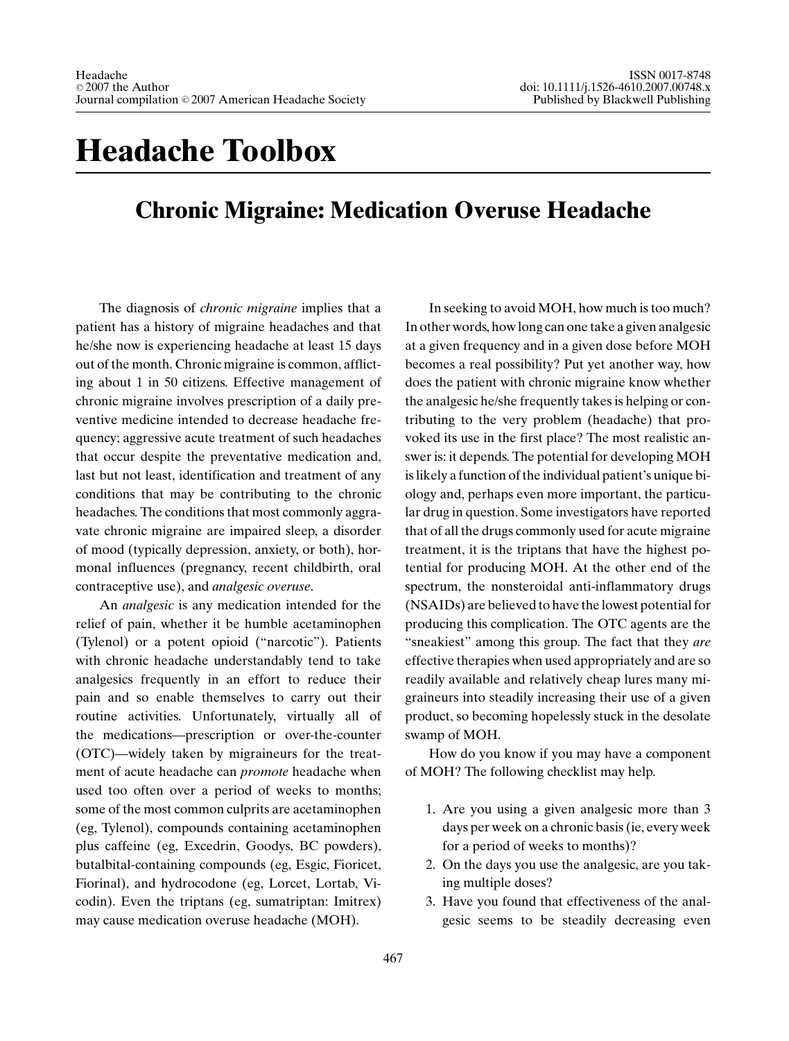# Headache Toolbox

## Chronic Migraine: Medication Overuse Headache

The diagnosis of *chronic migraine* implies that a patient has a history of migraine headaches and that he/she now is experiencing headache at least 15 days out of the month. Chronic migraine is common, afflicting about 1 in 50 citizens. Effective management of chronic migraine involves prescription of a daily preventive medicine intended to decrease headache frequency; aggressive acute treatment of such headaches that occur despite the preventative medication and, last but not least, identification and treatment of any conditions that may be contributing to the chronic headaches. The conditions that most commonly aggravate chronic migraine are impaired sleep, a disorder of mood (typically depression, anxiety, or both), hormonal influences (pregnancy, recent childbirth, oral contraceptive use), and *analgesic overuse*.

An *analgesic* is any medication intended for the relief of pain, whether it be humble acetaminophen (Tylenol) or a potent opioid ("narcotic"). Patients with chronic headache understandably tend to take analgesics frequently in an effort to reduce their pain and so enable themselves to carry out their routine activities. Unfortunately, virtually all of the medications—prescription or over-the-counter (OTC)—widely taken by migraineurs for the treatment of acute headache can *promote* headache when used too often over a period of weeks to months; some of the most common culprits are acetaminophen (eg, Tylenol), compounds containing acetaminophen plus caffeine (eg, Excedrin, Goodys, BC powders), butalbital-containing compounds (eg, Esgic, Fioricet, Fiorinal), and hydrocodone (eg, Lorcet, Lortab, Vicodin). Even the triptans (eg, sumatriptan: Imitrex) may cause medication overuse headache (MOH).

In seeking to avoid MOH, how much is too much? In other words, how long can one take a given analgesic at a given frequency and in a given dose before MOH becomes a real possibility? Put yet another way, how does the patient with chronic migraine know whether the analgesic he/she frequently takes is helping or contributing to the very problem (headache) that provoked its use in the first place? The most realistic answer is: it depends. The potential for developing MOH is likely a function of the individual patient's unique biology and, perhaps even more important, the particular drug in question. Some investigators have reported that of all the drugs commonly used for acute migraine treatment, it is the triptans that have the highest potential for producing MOH. At the other end of the spectrum, the nonsteroidal anti-inflammatory drugs (NSAIDs) are believed to have the lowest potential for producing this complication. The OTC agents are the "sneakiest" among this group. The fact that they *are* effective therapies when used appropriately and are so readily available and relatively cheap lures many migraineurs into steadily increasing their use of a given product, so becoming hopelessly stuck in the desolate swamp of MOH.

How do you know if you may have a component of MOH? The following checklist may help.

1. Are you using a given analgesic more than 3 days per week on a chronic basis (ie, every week for a period of weeks to months)?
2. On the days you use the analgesic, are you taking multiple doses?
3. Have you found that effectiveness of the analgesic seems to be steadily decreasing even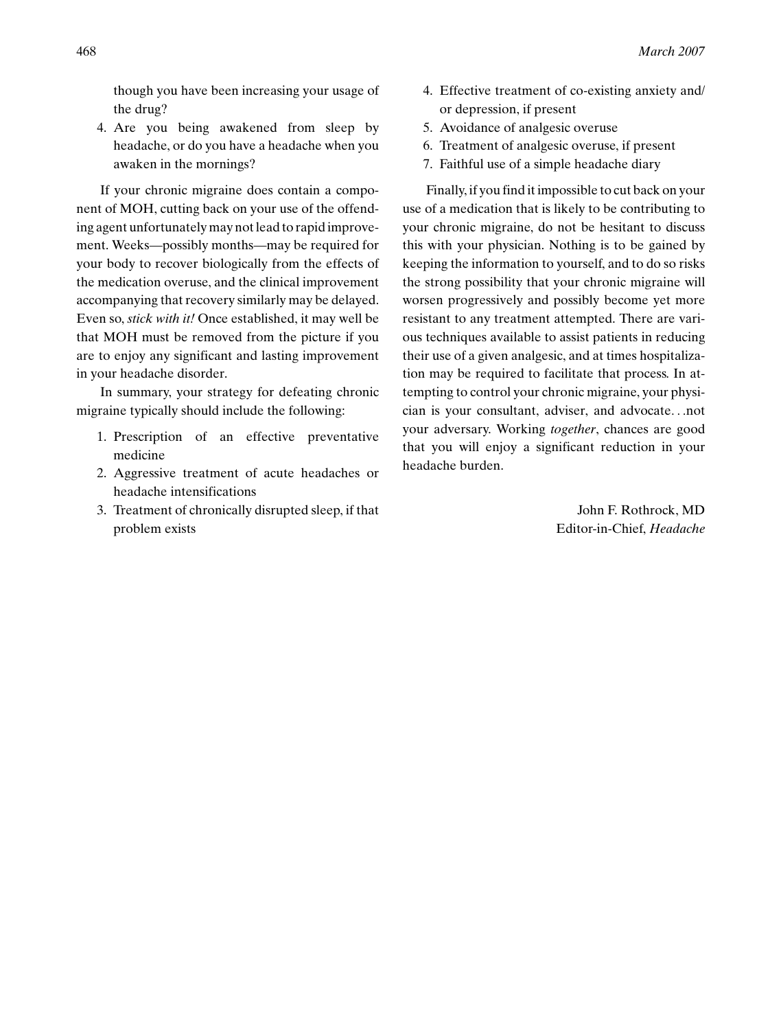though you have been increasing your usage of the drug?

4. Are you being awakened from sleep by headache, or do you have a headache when you awaken in the mornings?

If your chronic migraine does contain a component of MOH, cutting back on your use of the offending agent unfortunately may not lead to rapid improvement. Weeks—possibly months—may be required for your body to recover biologically from the effects of the medication overuse, and the clinical improvement accompanying that recovery similarly may be delayed. Even so, *stick with it!* Once established, it may well be that MOH must be removed from the picture if you are to enjoy any significant and lasting improvement in your headache disorder.

In summary, your strategy for defeating chronic migraine typically should include the following:

1. Prescription of an effective preventative medicine
2. Aggressive treatment of acute headaches or headache intensifications
3. Treatment of chronically disrupted sleep, if that problem exists
4. Effective treatment of co-existing anxiety and/or depression, if present
5. Avoidance of analgesic overuse
6. Treatment of analgesic overuse, if present
7. Faithful use of a simple headache diary

Finally, if you find it impossible to cut back on your use of a medication that is likely to be contributing to your chronic migraine, do not be hesitant to discuss this with your physician. Nothing is to be gained by keeping the information to yourself, and to do so risks the strong possibility that your chronic migraine will worsen progressively and possibly become yet more resistant to any treatment attempted. There are various techniques available to assist patients in reducing their use of a given analgesic, and at times hospitalization may be required to facilitate that process. In attempting to control your chronic migraine, your physician is your consultant, adviser, and advocate. . .not your adversary. Working *together*, chances are good that you will enjoy a significant reduction in your headache burden.

John F. Rothrock, MD
Editor-in-Chief, *Headache*